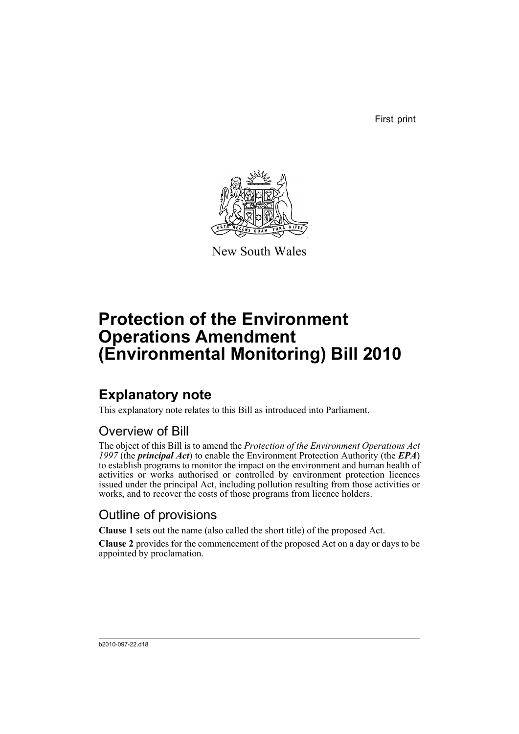First print

New South Wales

# Protection of the Environment Operations Amendment (Environmental Monitoring) Bill 2010

## Explanatory note

This explanatory note relates to this Bill as introduced into Parliament.

### Overview of Bill

The object of this Bill is to amend the *Protection of the Environment Operations Act 1997* (the ***principal Act***) to enable the Environment Protection Authority (the ***EPA***) to establish programs to monitor the impact on the environment and human health of activities or works authorised or controlled by environment protection licences issued under the principal Act, including pollution resulting from those activities or works, and to recover the costs of those programs from licence holders.

### Outline of provisions

**Clause 1** sets out the name (also called the short title) of the proposed Act.

**Clause 2** provides for the commencement of the proposed Act on a day or days to be appointed by proclamation.

b2010-097-22.d18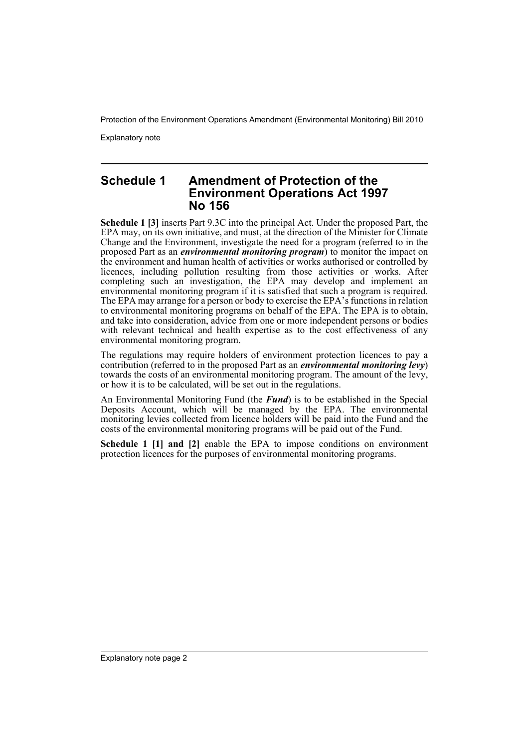## Schedule 1 Amendment of Protection of the Environment Operations Act 1997 No 156

**Schedule 1 [3]** inserts Part 9.3C into the principal Act. Under the proposed Part, the EPA may, on its own initiative, and must, at the direction of the Minister for Climate Change and the Environment, investigate the need for a program (referred to in the proposed Part as an ***environmental monitoring program***) to monitor the impact on the environment and human health of activities or works authorised or controlled by licences, including pollution resulting from those activities or works. After completing such an investigation, the EPA may develop and implement an environmental monitoring program if it is satisfied that such a program is required. The EPA may arrange for a person or body to exercise the EPA's functions in relation to environmental monitoring programs on behalf of the EPA. The EPA is to obtain, and take into consideration, advice from one or more independent persons or bodies with relevant technical and health expertise as to the cost effectiveness of any environmental monitoring program.

The regulations may require holders of environment protection licences to pay a contribution (referred to in the proposed Part as an ***environmental monitoring levy***) towards the costs of an environmental monitoring program. The amount of the levy, or how it is to be calculated, will be set out in the regulations.

An Environmental Monitoring Fund (the ***Fund***) is to be established in the Special Deposits Account, which will be managed by the EPA. The environmental monitoring levies collected from licence holders will be paid into the Fund and the costs of the environmental monitoring programs will be paid out of the Fund.

**Schedule 1 [1] and [2]** enable the EPA to impose conditions on environment protection licences for the purposes of environmental monitoring programs.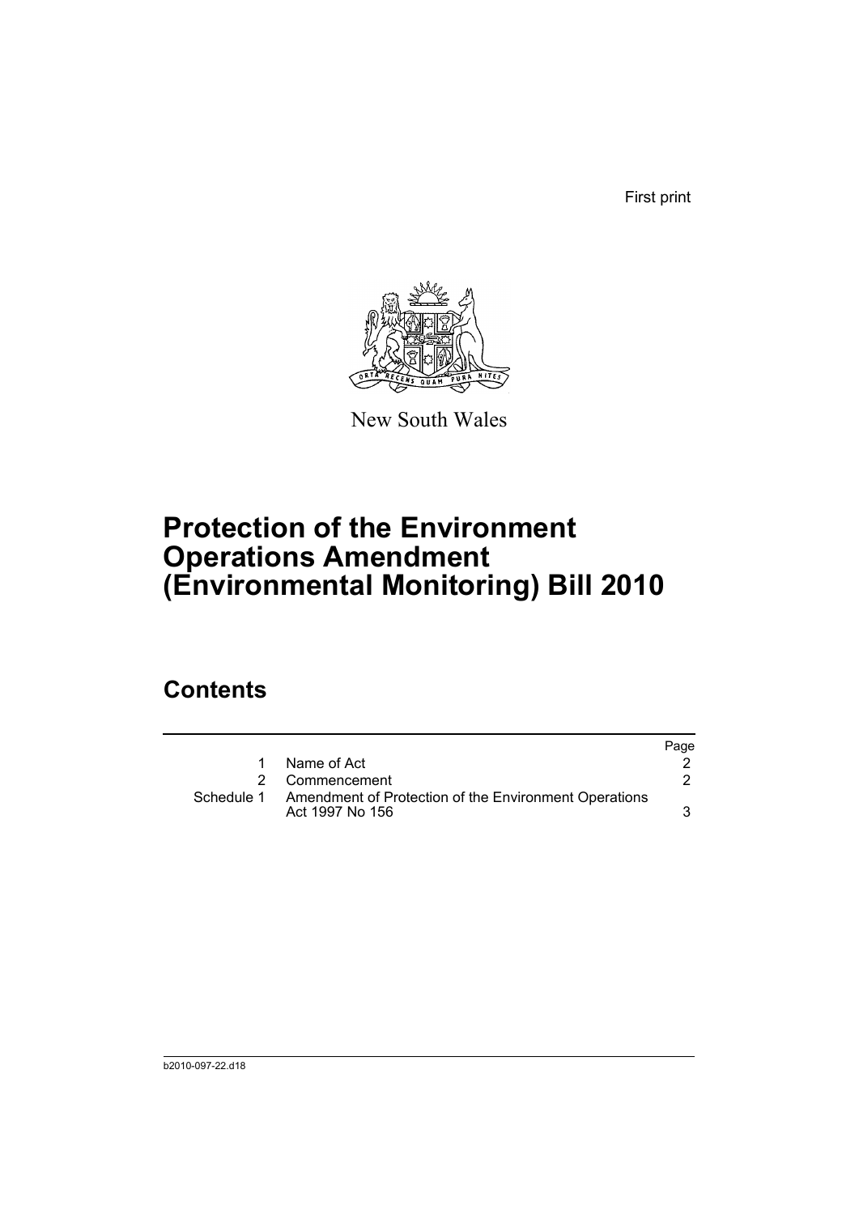First print

New South Wales

# Protection of the Environment Operations Amendment (Environmental Monitoring) Bill 2010

## Contents

| | | Page |
|---|---|---|
| 1 | Name of Act | 2 |
| 2 | Commencement | 2 |
| Schedule 1 | Amendment of Protection of the Environment Operations Act 1997 No 156 | 3 |

b2010-097-22.d18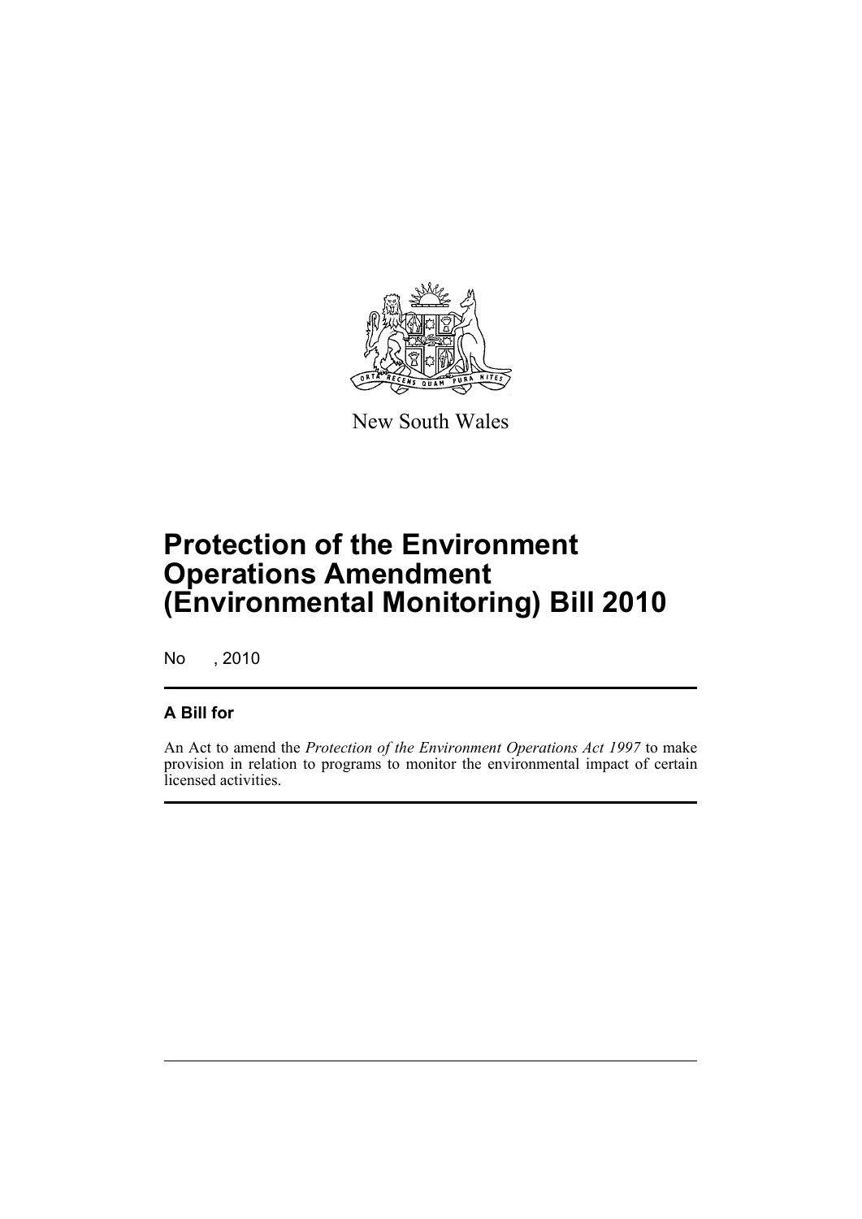New South Wales

# Protection of the Environment Operations Amendment (Environmental Monitoring) Bill 2010

No , 2010

## A Bill for

An Act to amend the *Protection of the Environment Operations Act 1997* to make provision in relation to programs to monitor the environmental impact of certain licensed activities.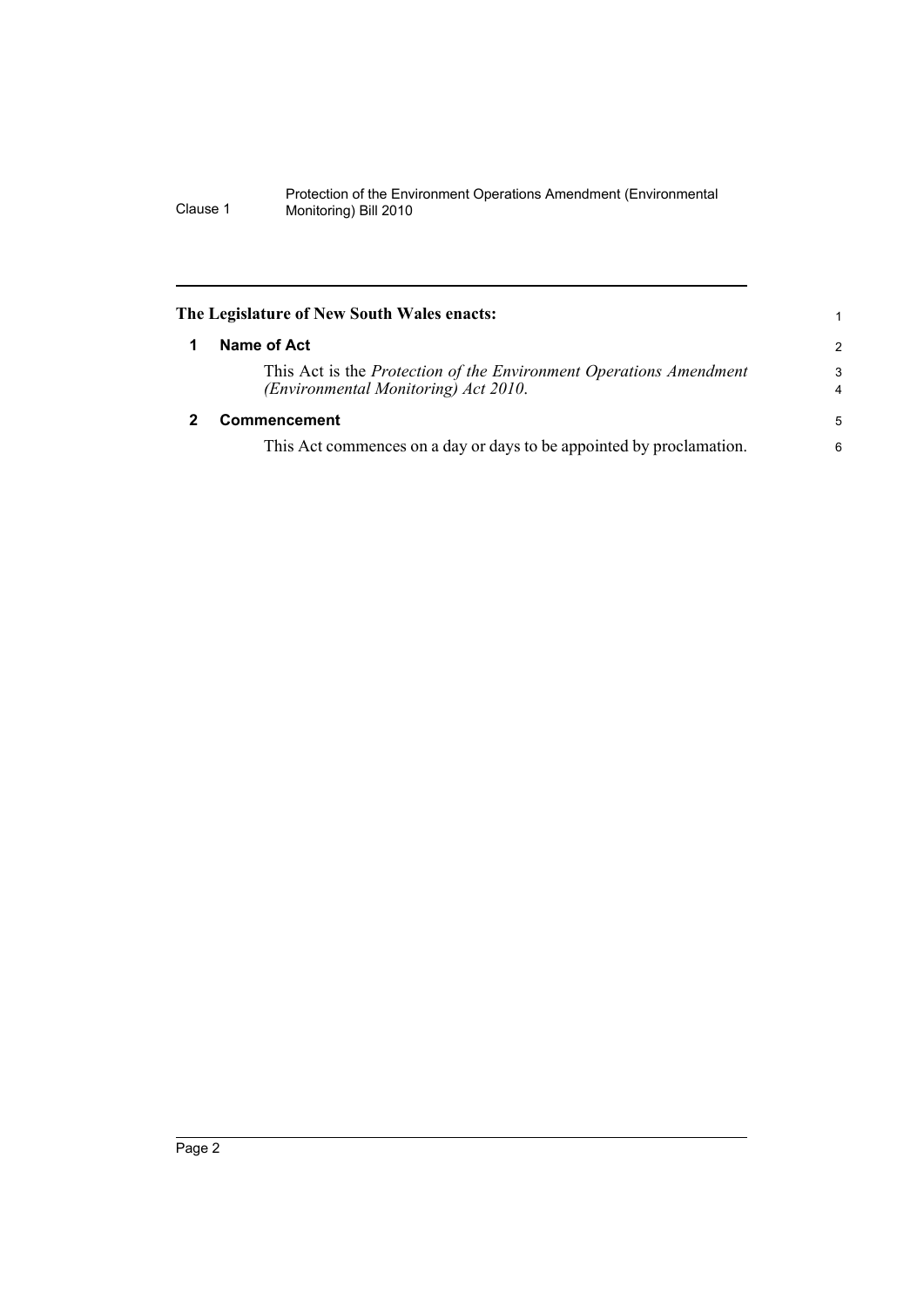**The Legislature of New South Wales enacts:**

## 1 Name of Act

This Act is the *Protection of the Environment Operations Amendment (Environmental Monitoring) Act 2010*.

## 2 Commencement

This Act commences on a day or days to be appointed by proclamation.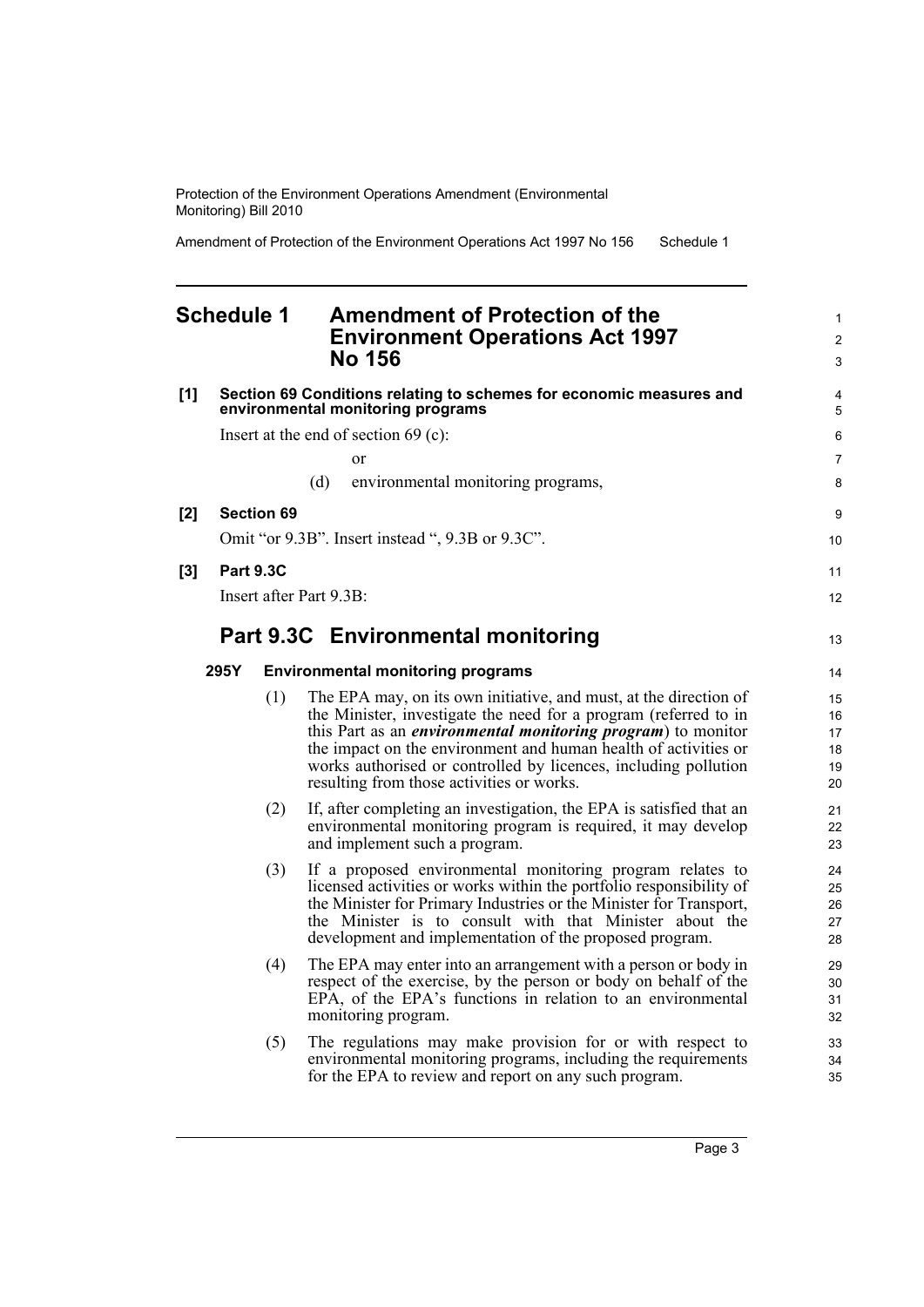# Schedule 1 Amendment of Protection of the Environment Operations Act 1997 No 156

**[1] Section 69 Conditions relating to schemes for economic measures and environmental monitoring programs**

Insert at the end of section 69 (c):

or

(d) environmental monitoring programs,

**[2] Section 69**

Omit "or 9.3B". Insert instead ", 9.3B or 9.3C".

**[3] Part 9.3C**

Insert after Part 9.3B:

## Part 9.3C Environmental monitoring

### 295Y Environmental monitoring programs

(1) The EPA may, on its own initiative, and must, at the direction of the Minister, investigate the need for a program (referred to in this Part as an ***environmental monitoring program***) to monitor the impact on the environment and human health of activities or works authorised or controlled by licences, including pollution resulting from those activities or works.

(2) If, after completing an investigation, the EPA is satisfied that an environmental monitoring program is required, it may develop and implement such a program.

(3) If a proposed environmental monitoring program relates to licensed activities or works within the portfolio responsibility of the Minister for Primary Industries or the Minister for Transport, the Minister is to consult with that Minister about the development and implementation of the proposed program.

(4) The EPA may enter into an arrangement with a person or body in respect of the exercise, by the person or body on behalf of the EPA, of the EPA's functions in relation to an environmental monitoring program.

(5) The regulations may make provision for or with respect to environmental monitoring programs, including the requirements for the EPA to review and report on any such program.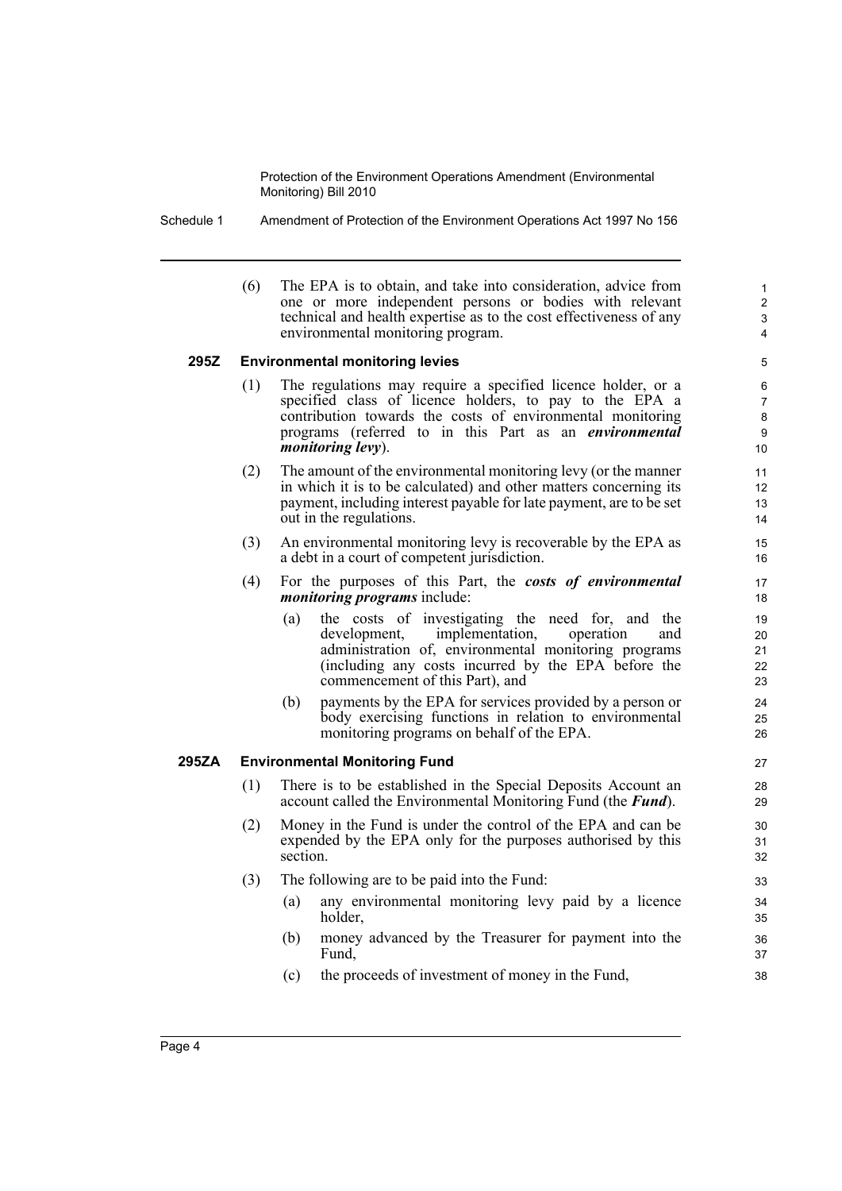(6) The EPA is to obtain, and take into consideration, advice from one or more independent persons or bodies with relevant technical and health expertise as to the cost effectiveness of any environmental monitoring program.

### 295Z Environmental monitoring levies

(1) The regulations may require a specified licence holder, or a specified class of licence holders, to pay to the EPA a contribution towards the costs of environmental monitoring programs (referred to in this Part as an ***environmental monitoring levy***).

(2) The amount of the environmental monitoring levy (or the manner in which it is to be calculated) and other matters concerning its payment, including interest payable for late payment, are to be set out in the regulations.

(3) An environmental monitoring levy is recoverable by the EPA as a debt in a court of competent jurisdiction.

(4) For the purposes of this Part, the ***costs of environmental monitoring programs*** include:

- (a) the costs of investigating the need for, and the development, implementation, operation and administration of, environmental monitoring programs (including any costs incurred by the EPA before the commencement of this Part), and
- (b) payments by the EPA for services provided by a person or body exercising functions in relation to environmental monitoring programs on behalf of the EPA.

### 295ZA Environmental Monitoring Fund

(1) There is to be established in the Special Deposits Account an account called the Environmental Monitoring Fund (the ***Fund***).

(2) Money in the Fund is under the control of the EPA and can be expended by the EPA only for the purposes authorised by this section.

(3) The following are to be paid into the Fund:

- (a) any environmental monitoring levy paid by a licence holder,
- (b) money advanced by the Treasurer for payment into the Fund,
- (c) the proceeds of investment of money in the Fund,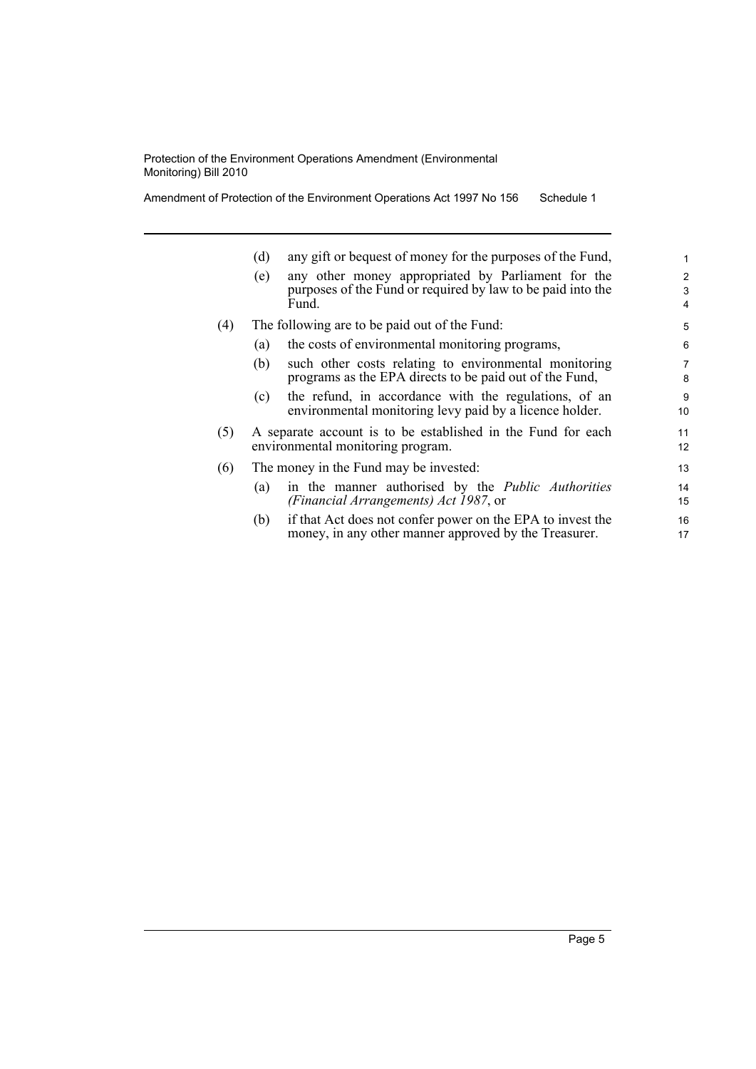(d) any gift or bequest of money for the purposes of the Fund,

(e) any other money appropriated by Parliament for the purposes of the Fund or required by law to be paid into the Fund.

(4) The following are to be paid out of the Fund:

(a) the costs of environmental monitoring programs,

(b) such other costs relating to environmental monitoring programs as the EPA directs to be paid out of the Fund,

(c) the refund, in accordance with the regulations, of an environmental monitoring levy paid by a licence holder.

(5) A separate account is to be established in the Fund for each environmental monitoring program.

(6) The money in the Fund may be invested:

(a) in the manner authorised by the *Public Authorities (Financial Arrangements) Act 1987*, or

(b) if that Act does not confer power on the EPA to invest the money, in any other manner approved by the Treasurer.